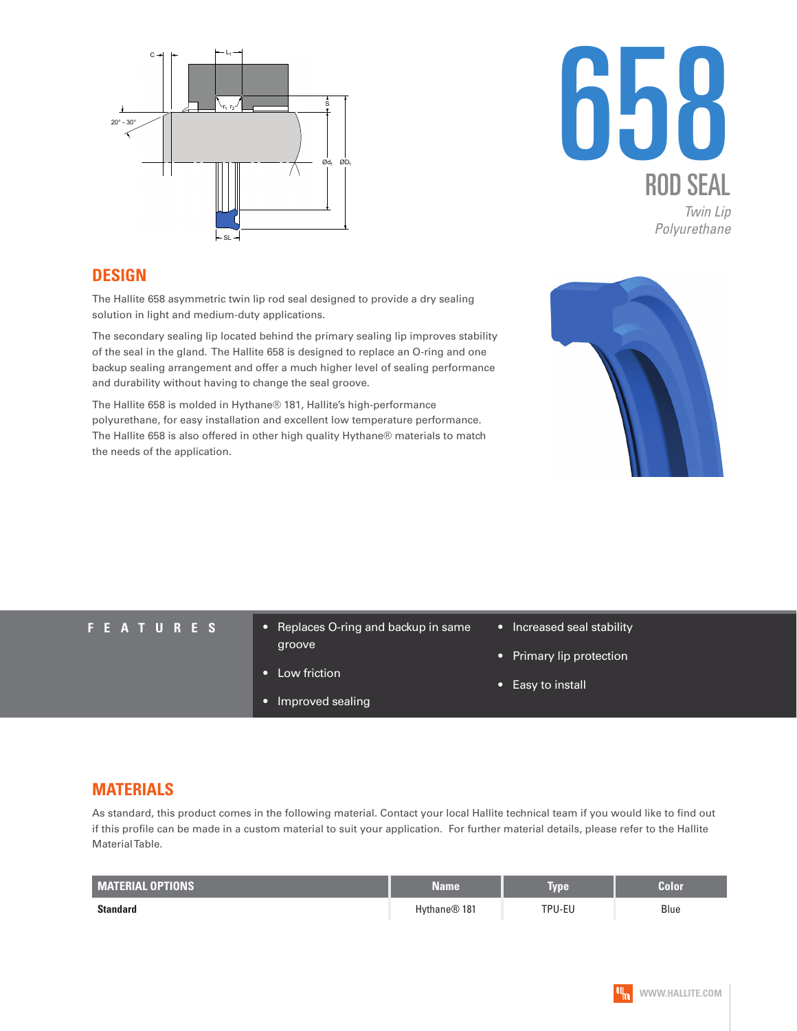# 658

## ROD SEAL

*Twin Lip*
*Polyurethane*

## DESIGN

The Hallite 658 asymmetric twin lip rod seal designed to provide a dry sealing solution in light and medium-duty applications.

The secondary sealing lip located behind the primary sealing lip improves stability of the seal in the gland. The Hallite 658 is designed to replace an O-ring and one backup sealing arrangement and offer a much higher level of sealing performance and durability without having to change the seal groove.

The Hallite 658 is molded in Hythane® 181, Hallite's high-performance polyurethane, for easy installation and excellent low temperature performance. The Hallite 658 is also offered in other high quality Hythane® materials to match the needs of the application.

## FEATURES

- Replaces O-ring and backup in same groove
- Low friction
- Improved sealing
- Increased seal stability
- Primary lip protection
- Easy to install

## MATERIALS

As standard, this product comes in the following material. Contact your local Hallite technical team if you would like to find out if this profile can be made in a custom material to suit your application. For further material details, please refer to the Hallite Material Table.

| MATERIAL OPTIONS | Name | Type | Color |
|---|---|---|---|
| **Standard** | Hythane® 181 | TPU-EU | Blue |

WWW.HALLITE.COM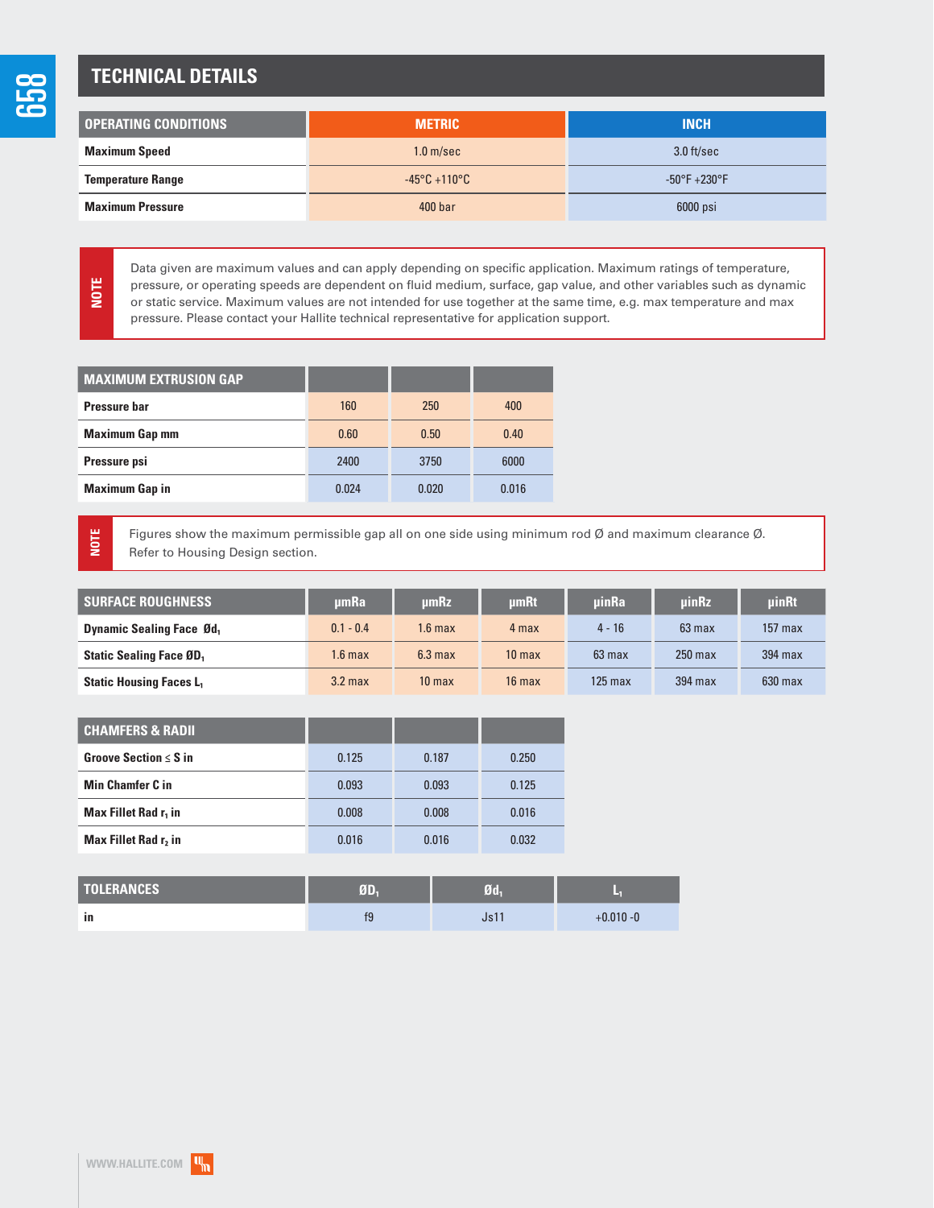## TECHNICAL DETAILS

| OPERATING CONDITIONS | METRIC | INCH |
|---|---|---|
| **Maximum Speed** | 1.0 m/sec | 3.0 ft/sec |
| **Temperature Range** | -45°C +110°C | -50°F +230°F |
| **Maximum Pressure** | 400 bar | 6000 psi |

**NOTE**

Data given are maximum values and can apply depending on specific application. Maximum ratings of temperature, pressure, or operating speeds are dependent on fluid medium, surface, gap value, and other variables such as dynamic or static service. Maximum values are not intended for use together at the same time, e.g. max temperature and max pressure. Please contact your Hallite technical representative for application support.

| MAXIMUM EXTRUSION GAP | | | |
|---|---|---|---|
| **Pressure bar** | 160 | 250 | 400 |
| **Maximum Gap mm** | 0.60 | 0.50 | 0.40 |
| **Pressure psi** | 2400 | 3750 | 6000 |
| **Maximum Gap in** | 0.024 | 0.020 | 0.016 |

**NOTE**

Figures show the maximum permissible gap all on one side using minimum rod Ø and maximum clearance Ø. Refer to Housing Design section.

| SURFACE ROUGHNESS | µmRa | µmRz | µmRt | µinRa | µinRz | µinRt |
|---|---|---|---|---|---|---|
| **Dynamic Sealing Face $Ød_1$** | 0.1 - 0.4 | 1.6 max | 4 max | 4 - 16 | 63 max | 157 max |
| **Static Sealing Face $ØD_1$** | 1.6 max | 6.3 max | 10 max | 63 max | 250 max | 394 max |
| **Static Housing Faces $L_1$** | 3.2 max | 10 max | 16 max | 125 max | 394 max | 630 max |

| CHAMFERS & RADII | | | |
|---|---|---|---|
| **Groove Section ≤ S in** | 0.125 | 0.187 | 0.250 |
| **Min Chamfer C in** | 0.093 | 0.093 | 0.125 |
| **Max Fillet Rad $r_1$ in** | 0.008 | 0.008 | 0.016 |
| **Max Fillet Rad $r_2$ in** | 0.016 | 0.016 | 0.032 |

| TOLERANCES | $ØD_1$ | $Ød_1$ | $L_1$ |
|---|---|---|---|
| **in** | f9 | Js11 | +0.010 -0 |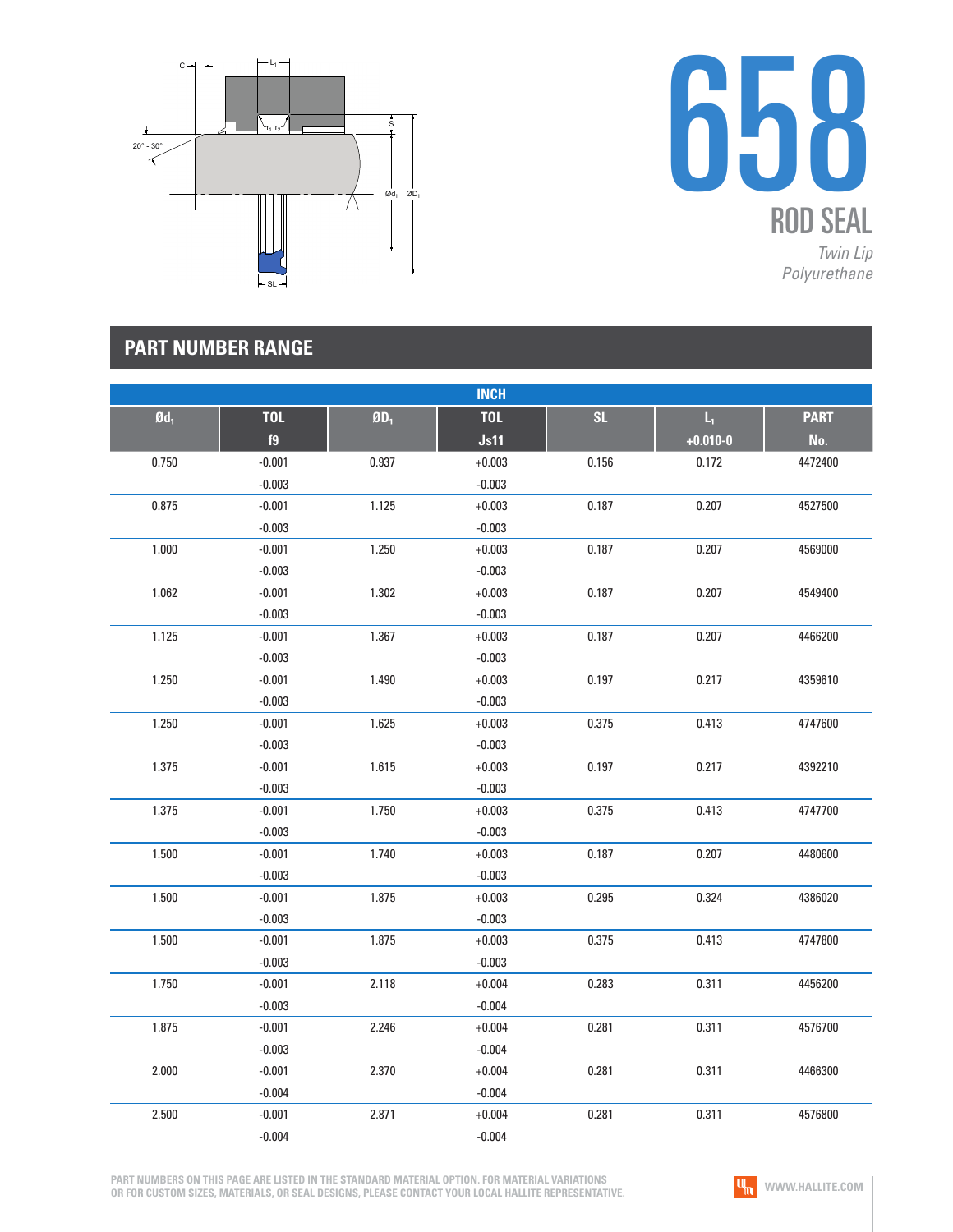# 658

## ROD SEAL

*Twin Lip*
*Polyurethane*

## PART NUMBER RANGE

| INCH | | | | | | |
|---|---|---|---|---|---|---|
| $Ød_1$ | TOL f9 | $ØD_1$ | TOL Js11 | SL | $L_1$ +0.010-0 | PART No. |
| 0.750 | -0.001 -0.003 | 0.937 | +0.003 -0.003 | 0.156 | 0.172 | 4472400 |
| 0.875 | -0.001 -0.003 | 1.125 | +0.003 -0.003 | 0.187 | 0.207 | 4527500 |
| 1.000 | -0.001 -0.003 | 1.250 | +0.003 -0.003 | 0.187 | 0.207 | 4569000 |
| 1.062 | -0.001 -0.003 | 1.302 | +0.003 -0.003 | 0.187 | 0.207 | 4549400 |
| 1.125 | -0.001 -0.003 | 1.367 | +0.003 -0.003 | 0.187 | 0.207 | 4466200 |
| 1.250 | -0.001 -0.003 | 1.490 | +0.003 -0.003 | 0.197 | 0.217 | 4359610 |
| 1.250 | -0.001 -0.003 | 1.625 | +0.003 -0.003 | 0.375 | 0.413 | 4747600 |
| 1.375 | -0.001 -0.003 | 1.615 | +0.003 -0.003 | 0.197 | 0.217 | 4392210 |
| 1.375 | -0.001 -0.003 | 1.750 | +0.003 -0.003 | 0.375 | 0.413 | 4747700 |
| 1.500 | -0.001 -0.003 | 1.740 | +0.003 -0.003 | 0.187 | 0.207 | 4480600 |
| 1.500 | -0.001 -0.003 | 1.875 | +0.003 -0.003 | 0.295 | 0.324 | 4386020 |
| 1.500 | -0.001 -0.003 | 1.875 | +0.003 -0.003 | 0.375 | 0.413 | 4747800 |
| 1.750 | -0.001 -0.003 | 2.118 | +0.004 -0.004 | 0.283 | 0.311 | 4456200 |
| 1.875 | -0.001 -0.003 | 2.246 | +0.004 -0.004 | 0.281 | 0.311 | 4576700 |
| 2.000 | -0.001 -0.004 | 2.370 | +0.004 -0.004 | 0.281 | 0.311 | 4466300 |
| 2.500 | -0.001 -0.004 | 2.871 | +0.004 -0.004 | 0.281 | 0.311 | 4576800 |

PART NUMBERS ON THIS PAGE ARE LISTED IN THE STANDARD MATERIAL OPTION. FOR MATERIAL VARIATIONS OR FOR CUSTOM SIZES, MATERIALS, OR SEAL DESIGNS, PLEASE CONTACT YOUR LOCAL HALLITE REPRESENTATIVE.

WWW.HALLITE.COM